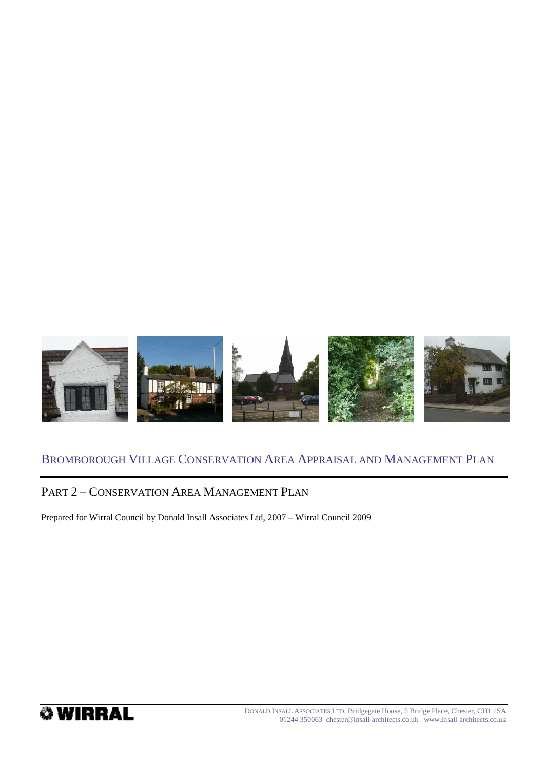# Bromborough Village Conservation Area Appraisal and Management Plan

## Part 2 – Conservation Area Management Plan

Prepared for Wirral Council by Donald Insall Associates Ltd, 2007 – Wirral Council 2009

WIRRAL

Donald Insall Associates Ltd, Bridgegate House, 5 Bridge Place, Chester, CH1 1SA
01244 350063 chester@insall-architects.co.uk www.insall-architects.co.uk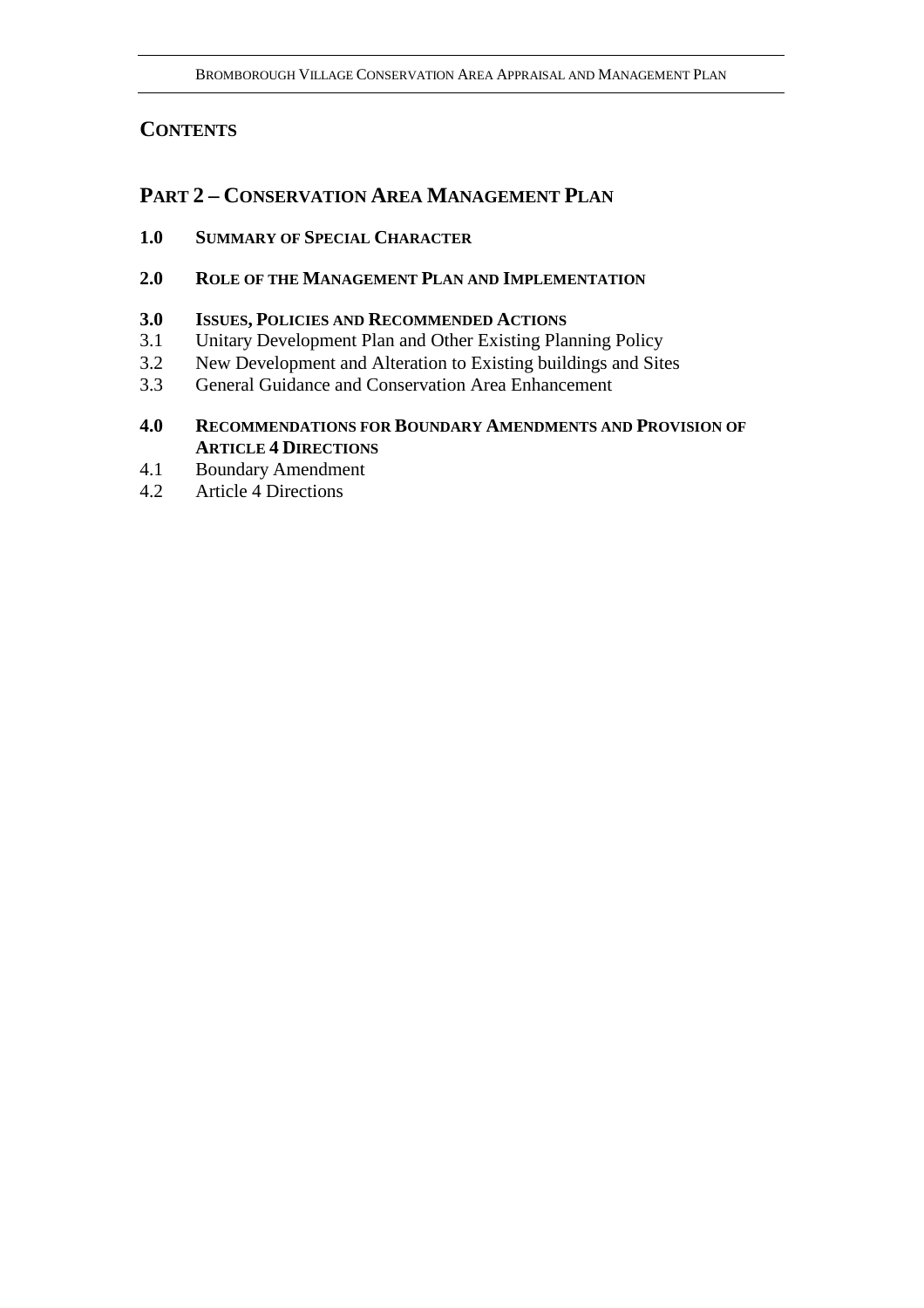## CONTENTS

## PART 2 – CONSERVATION AREA MANAGEMENT PLAN

**1.0 SUMMARY OF SPECIAL CHARACTER**

**2.0 ROLE OF THE MANAGEMENT PLAN AND IMPLEMENTATION**

**3.0 ISSUES, POLICIES AND RECOMMENDED ACTIONS**
3.1 Unitary Development Plan and Other Existing Planning Policy
3.2 New Development and Alteration to Existing buildings and Sites
3.3 General Guidance and Conservation Area Enhancement

**4.0 RECOMMENDATIONS FOR BOUNDARY AMENDMENTS AND PROVISION OF ARTICLE 4 DIRECTIONS**
4.1 Boundary Amendment
4.2 Article 4 Directions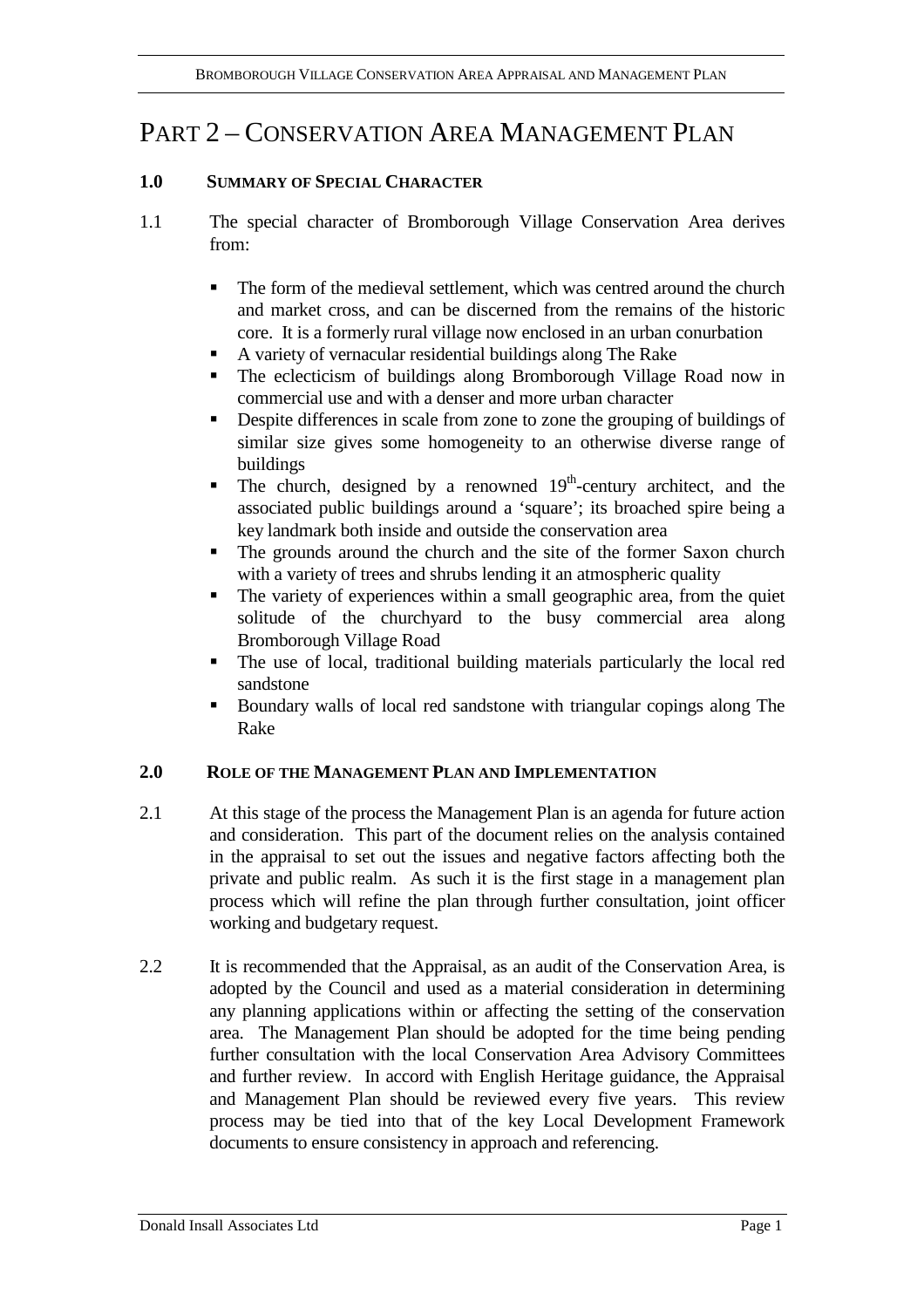# PART 2 – CONSERVATION AREA MANAGEMENT PLAN

## 1.0 SUMMARY OF SPECIAL CHARACTER

1.1 The special character of Bromborough Village Conservation Area derives from:

- The form of the medieval settlement, which was centred around the church and market cross, and can be discerned from the remains of the historic core. It is a formerly rural village now enclosed in an urban conurbation
- A variety of vernacular residential buildings along The Rake
- The eclecticism of buildings along Bromborough Village Road now in commercial use and with a denser and more urban character
- Despite differences in scale from zone to zone the grouping of buildings of similar size gives some homogeneity to an otherwise diverse range of buildings
- The church, designed by a renowned 19th-century architect, and the associated public buildings around a 'square'; its broached spire being a key landmark both inside and outside the conservation area
- The grounds around the church and the site of the former Saxon church with a variety of trees and shrubs lending it an atmospheric quality
- The variety of experiences within a small geographic area, from the quiet solitude of the churchyard to the busy commercial area along Bromborough Village Road
- The use of local, traditional building materials particularly the local red sandstone
- Boundary walls of local red sandstone with triangular copings along The Rake

## 2.0 ROLE OF THE MANAGEMENT PLAN AND IMPLEMENTATION

2.1 At this stage of the process the Management Plan is an agenda for future action and consideration. This part of the document relies on the analysis contained in the appraisal to set out the issues and negative factors affecting both the private and public realm. As such it is the first stage in a management plan process which will refine the plan through further consultation, joint officer working and budgetary request.

2.2 It is recommended that the Appraisal, as an audit of the Conservation Area, is adopted by the Council and used as a material consideration in determining any planning applications within or affecting the setting of the conservation area. The Management Plan should be adopted for the time being pending further consultation with the local Conservation Area Advisory Committees and further review. In accord with English Heritage guidance, the Appraisal and Management Plan should be reviewed every five years. This review process may be tied into that of the key Local Development Framework documents to ensure consistency in approach and referencing.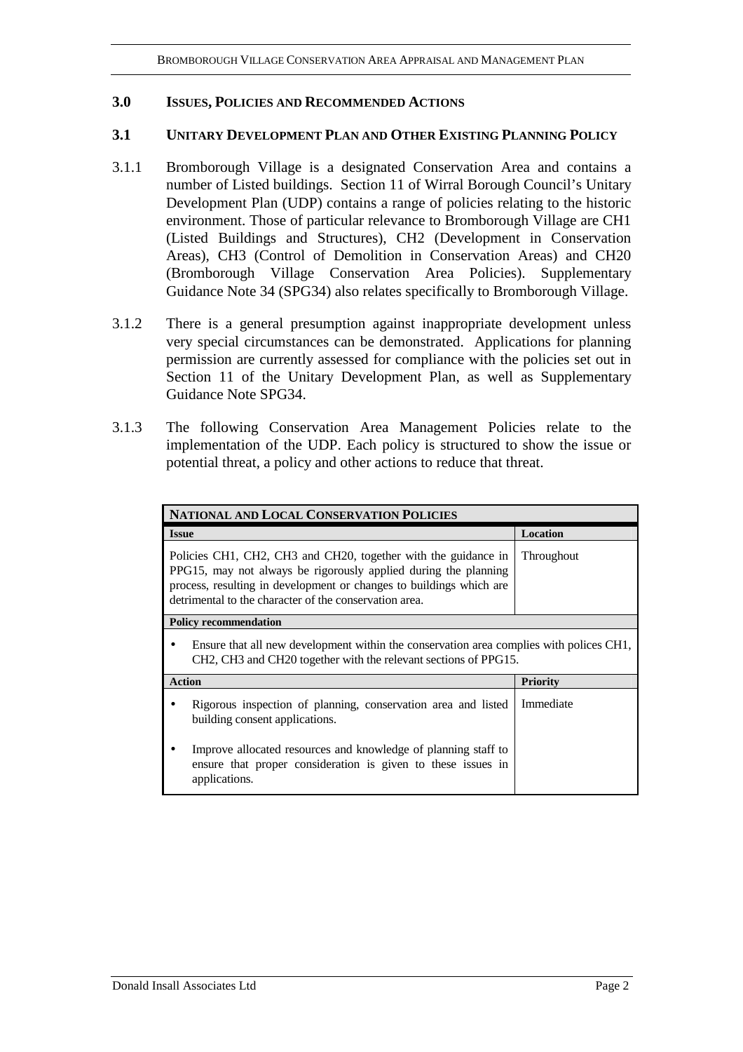## 3.0 Issues, Policies and Recommended Actions

### 3.1 Unitary Development Plan and Other Existing Planning Policy

3.1.1 Bromborough Village is a designated Conservation Area and contains a number of Listed buildings. Section 11 of Wirral Borough Council's Unitary Development Plan (UDP) contains a range of policies relating to the historic environment. Those of particular relevance to Bromborough Village are CH1 (Listed Buildings and Structures), CH2 (Development in Conservation Areas), CH3 (Control of Demolition in Conservation Areas) and CH20 (Bromborough Village Conservation Area Policies). Supplementary Guidance Note 34 (SPG34) also relates specifically to Bromborough Village.

3.1.2 There is a general presumption against inappropriate development unless very special circumstances can be demonstrated. Applications for planning permission are currently assessed for compliance with the policies set out in Section 11 of the Unitary Development Plan, as well as Supplementary Guidance Note SPG34.

3.1.3 The following Conservation Area Management Policies relate to the implementation of the UDP. Each policy is structured to show the issue or potential threat, a policy and other actions to reduce that threat.

| **National and Local Conservation Policies** | |
|---|---|
| **Issue** | **Location** |
| Policies CH1, CH2, CH3 and CH20, together with the guidance in PPG15, may not always be rigorously applied during the planning process, resulting in development or changes to buildings which are detrimental to the character of the conservation area. | Throughout |
| **Policy recommendation** | |
| • Ensure that all new development within the conservation area complies with polices CH1, CH2, CH3 and CH20 together with the relevant sections of PPG15. | |
| **Action** | **Priority** |
| • Rigorous inspection of planning, conservation area and listed building consent applications.<br><br>• Improve allocated resources and knowledge of planning staff to ensure that proper consideration is given to these issues in applications. | Immediate |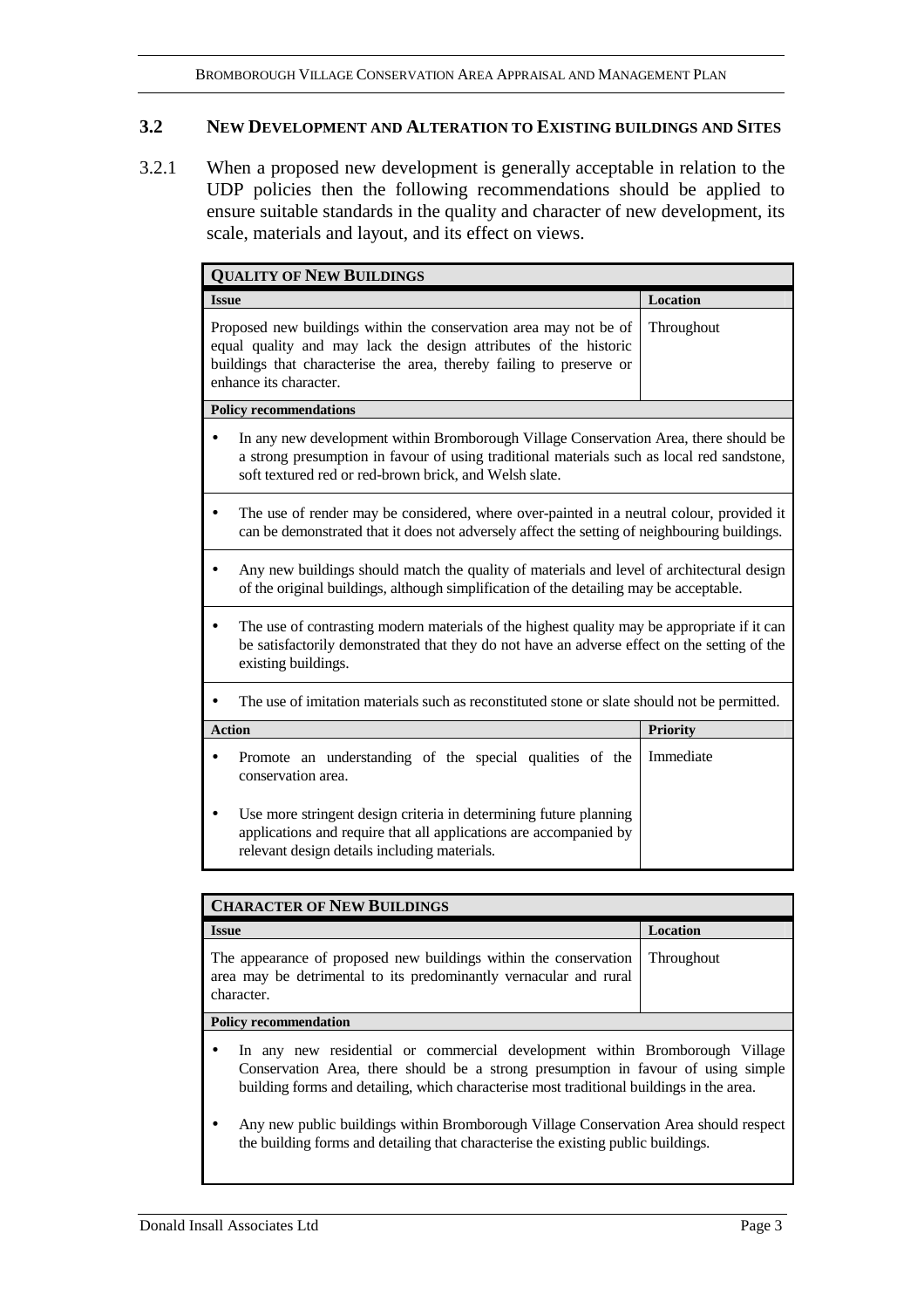### 3.2 NEW DEVELOPMENT AND ALTERATION TO EXISTING BUILDINGS AND SITES

3.2.1 When a proposed new development is generally acceptable in relation to the UDP policies then the following recommendations should be applied to ensure suitable standards in the quality and character of new development, its scale, materials and layout, and its effect on views.

| **QUALITY OF NEW BUILDINGS** | |
|---|---|
| **Issue** | **Location** |
| Proposed new buildings within the conservation area may not be of equal quality and may lack the design attributes of the historic buildings that characterise the area, thereby failing to preserve or enhance its character. | Throughout |
| **Policy recommendations** | |
| • In any new development within Bromborough Village Conservation Area, there should be a strong presumption in favour of using traditional materials such as local red sandstone, soft textured red or red-brown brick, and Welsh slate. | |
| • The use of render may be considered, where over-painted in a neutral colour, provided it can be demonstrated that it does not adversely affect the setting of neighbouring buildings. | |
| • Any new buildings should match the quality of materials and level of architectural design of the original buildings, although simplification of the detailing may be acceptable. | |
| • The use of contrasting modern materials of the highest quality may be appropriate if it can be satisfactorily demonstrated that they do not have an adverse effect on the setting of the existing buildings. | |
| • The use of imitation materials such as reconstituted stone or slate should not be permitted. | |
| **Action** | **Priority** |
| • Promote an understanding of the special qualities of the conservation area.<br>• Use more stringent design criteria in determining future planning applications and require that all applications are accompanied by relevant design details including materials. | Immediate |

| **CHARACTER OF NEW BUILDINGS** | |
|---|---|
| **Issue** | **Location** |
| The appearance of proposed new buildings within the conservation area may be detrimental to its predominantly vernacular and rural character. | Throughout |
| **Policy recommendation** | |
| • In any new residential or commercial development within Bromborough Village Conservation Area, there should be a strong presumption in favour of using simple building forms and detailing, which characterise most traditional buildings in the area.<br>• Any new public buildings within Bromborough Village Conservation Area should respect the building forms and detailing that characterise the existing public buildings. | |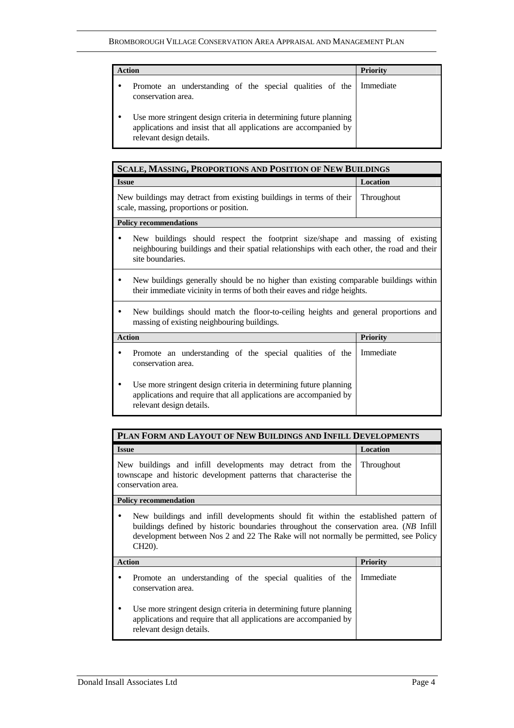| Action | Priority |
|---|---|
| • Promote an understanding of the special qualities of the conservation area.<br><br>• Use more stringent design criteria in determining future planning applications and insist that all applications are accompanied by relevant design details. | Immediate |

| **SCALE, MASSING, PROPORTIONS AND POSITION OF NEW BUILDINGS** | |
|---|---|
| **Issue** | **Location** |
| New buildings may detract from existing buildings in terms of their scale, massing, proportions or position. | Throughout |
| **Policy recommendations** | |
| • New buildings should respect the footprint size/shape and massing of existing neighbouring buildings and their spatial relationships with each other, the road and their site boundaries. | |
| • New buildings generally should be no higher than existing comparable buildings within their immediate vicinity in terms of both their eaves and ridge heights. | |
| • New buildings should match the floor-to-ceiling heights and general proportions and massing of existing neighbouring buildings. | |
| **Action** | **Priority** |
| • Promote an understanding of the special qualities of the conservation area.<br><br>• Use more stringent design criteria in determining future planning applications and require that all applications are accompanied by relevant design details. | Immediate |

| **PLAN FORM AND LAYOUT OF NEW BUILDINGS AND INFILL DEVELOPMENTS** | |
|---|---|
| **Issue** | **Location** |
| New buildings and infill developments may detract from the townscape and historic development patterns that characterise the conservation area. | Throughout |
| **Policy recommendation** | |
| • New buildings and infill developments should fit within the established pattern of buildings defined by historic boundaries throughout the conservation area. (*NB* Infill development between Nos 2 and 22 The Rake will not normally be permitted, see Policy CH20). | |
| **Action** | **Priority** |
| • Promote an understanding of the special qualities of the conservation area.<br><br>• Use more stringent design criteria in determining future planning applications and require that all applications are accompanied by relevant design details. | Immediate |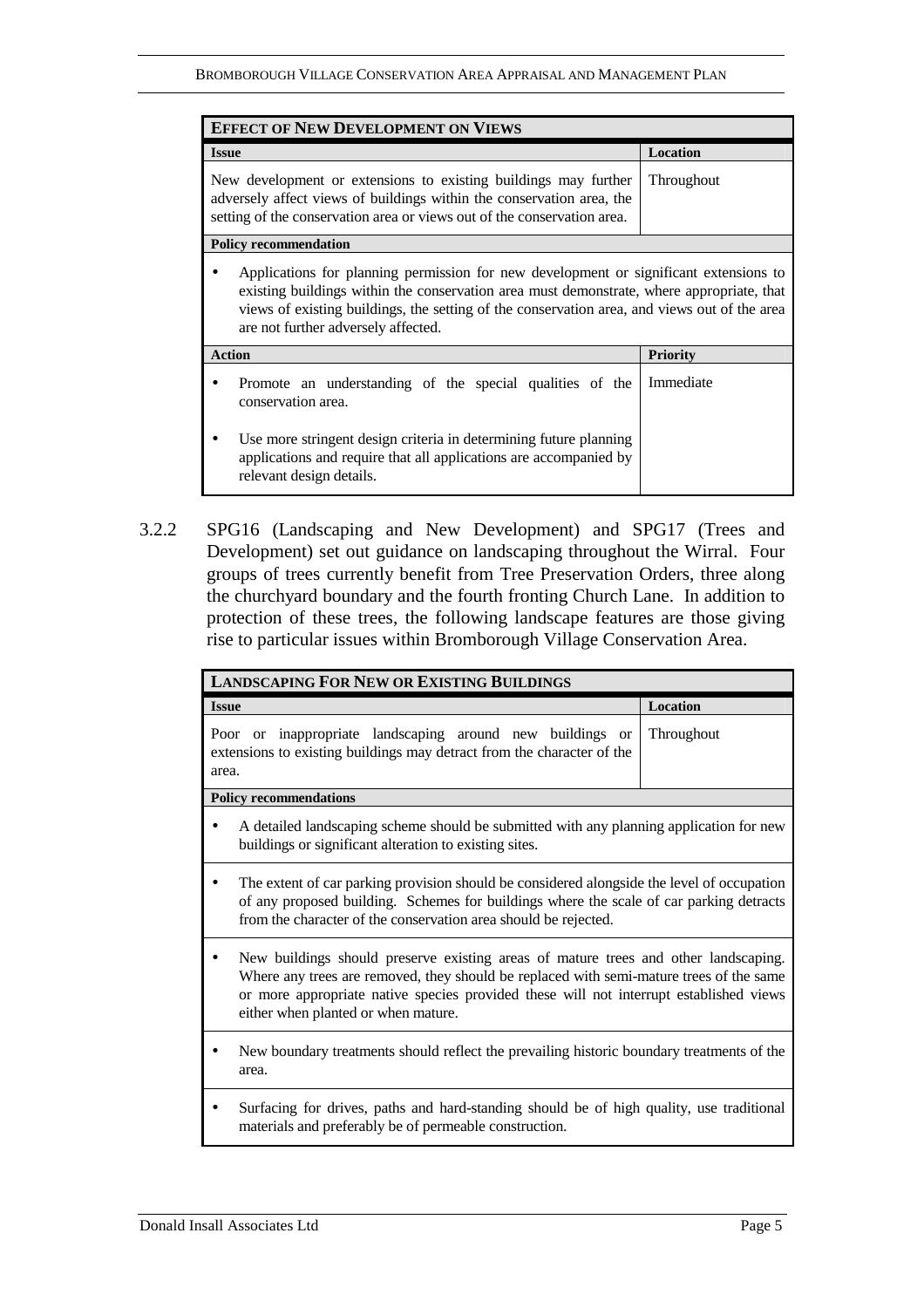| **EFFECT OF NEW DEVELOPMENT ON VIEWS** | |
|---|---|
| **Issue** | **Location** |
| New development or extensions to existing buildings may further adversely affect views of buildings within the conservation area, the setting of the conservation area or views out of the conservation area. | Throughout |
| **Policy recommendation** | |
| • Applications for planning permission for new development or significant extensions to existing buildings within the conservation area must demonstrate, where appropriate, that views of existing buildings, the setting of the conservation area, and views out of the area are not further adversely affected. | |
| **Action** | **Priority** |
| • Promote an understanding of the special qualities of the conservation area.<br><br>• Use more stringent design criteria in determining future planning applications and require that all applications are accompanied by relevant design details. | Immediate |

3.2.2 SPG16 (Landscaping and New Development) and SPG17 (Trees and Development) set out guidance on landscaping throughout the Wirral. Four groups of trees currently benefit from Tree Preservation Orders, three along the churchyard boundary and the fourth fronting Church Lane. In addition to protection of these trees, the following landscape features are those giving rise to particular issues within Bromborough Village Conservation Area.

| **LANDSCAPING FOR NEW OR EXISTING BUILDINGS** | |
|---|---|
| **Issue** | **Location** |
| Poor or inappropriate landscaping around new buildings or extensions to existing buildings may detract from the character of the area. | Throughout |
| **Policy recommendations** | |
| • A detailed landscaping scheme should be submitted with any planning application for new buildings or significant alteration to existing sites. | |
| • The extent of car parking provision should be considered alongside the level of occupation of any proposed building. Schemes for buildings where the scale of car parking detracts from the character of the conservation area should be rejected. | |
| • New buildings should preserve existing areas of mature trees and other landscaping. Where any trees are removed, they should be replaced with semi-mature trees of the same or more appropriate native species provided these will not interrupt established views either when planted or when mature. | |
| • New boundary treatments should reflect the prevailing historic boundary treatments of the area. | |
| • Surfacing for drives, paths and hard-standing should be of high quality, use traditional materials and preferably be of permeable construction. | |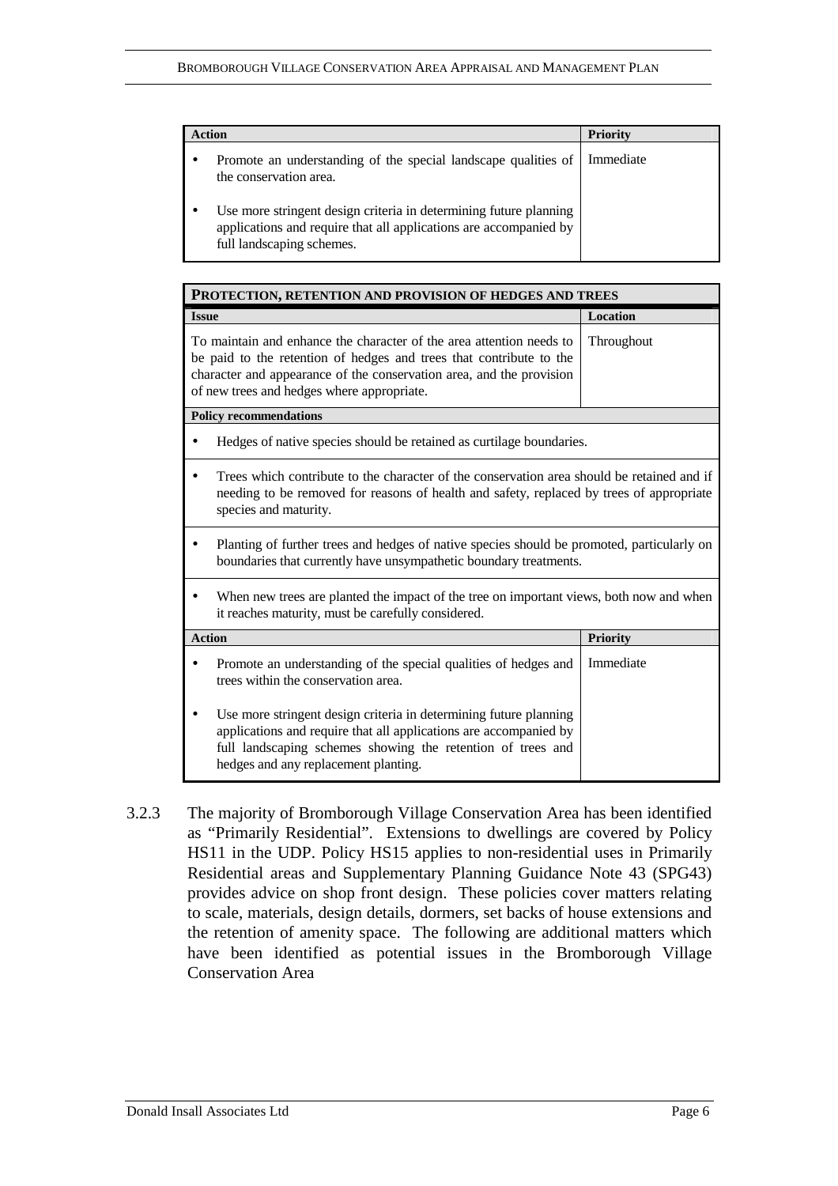| Action | Priority |
|---|---|
| • Promote an understanding of the special landscape qualities of the conservation area.<br><br>• Use more stringent design criteria in determining future planning applications and require that all applications are accompanied by full landscaping schemes. | Immediate |

| PROTECTION, RETENTION AND PROVISION OF HEDGES AND TREES | |
|---|---|
| **Issue** | **Location** |
| To maintain and enhance the character of the area attention needs to be paid to the retention of hedges and trees that contribute to the character and appearance of the conservation area, and the provision of new trees and hedges where appropriate. | Throughout |
| **Policy recommendations** | |
| • Hedges of native species should be retained as curtilage boundaries. | |
| • Trees which contribute to the character of the conservation area should be retained and if needing to be removed for reasons of health and safety, replaced by trees of appropriate species and maturity. | |
| • Planting of further trees and hedges of native species should be promoted, particularly on boundaries that currently have unsympathetic boundary treatments. | |
| • When new trees are planted the impact of the tree on important views, both now and when it reaches maturity, must be carefully considered. | |
| **Action** | **Priority** |
| • Promote an understanding of the special qualities of hedges and trees within the conservation area.<br><br>• Use more stringent design criteria in determining future planning applications and require that all applications are accompanied by full landscaping schemes showing the retention of trees and hedges and any replacement planting. | Immediate |

3.2.3 The majority of Bromborough Village Conservation Area has been identified as "Primarily Residential". Extensions to dwellings are covered by Policy HS11 in the UDP. Policy HS15 applies to non-residential uses in Primarily Residential areas and Supplementary Planning Guidance Note 43 (SPG43) provides advice on shop front design. These policies cover matters relating to scale, materials, design details, dormers, set backs of house extensions and the retention of amenity space. The following are additional matters which have been identified as potential issues in the Bromborough Village Conservation Area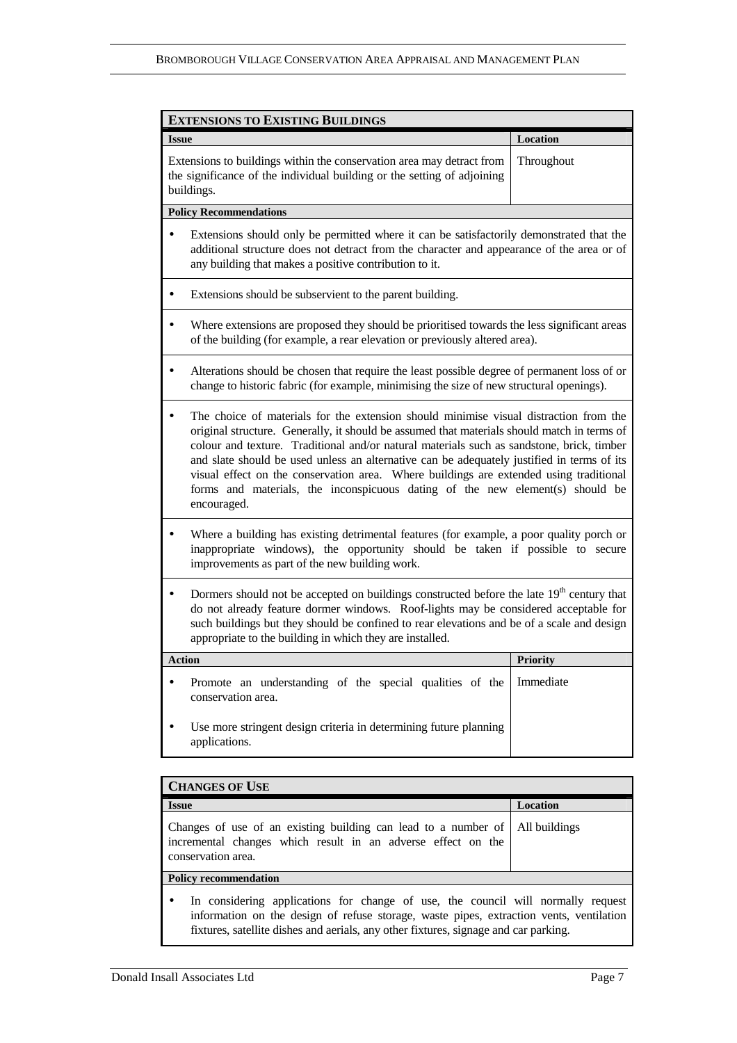## Extensions to Existing Buildings

| Issue | Location |
|---|---|
| Extensions to buildings within the conservation area may detract from the significance of the individual building or the setting of adjoining buildings. | Throughout |

**Policy Recommendations**

- Extensions should only be permitted where it can be satisfactorily demonstrated that the additional structure does not detract from the character and appearance of the area or of any building that makes a positive contribution to it.
- Extensions should be subservient to the parent building.
- Where extensions are proposed they should be prioritised towards the less significant areas of the building (for example, a rear elevation or previously altered area).
- Alterations should be chosen that require the least possible degree of permanent loss of or change to historic fabric (for example, minimising the size of new structural openings).
- The choice of materials for the extension should minimise visual distraction from the original structure. Generally, it should be assumed that materials should match in terms of colour and texture. Traditional and/or natural materials such as sandstone, brick, timber and slate should be used unless an alternative can be adequately justified in terms of its visual effect on the conservation area. Where buildings are extended using traditional forms and materials, the inconspicuous dating of the new element(s) should be encouraged.
- Where a building has existing detrimental features (for example, a poor quality porch or inappropriate windows), the opportunity should be taken if possible to secure improvements as part of the new building work.
- Dormers should not be accepted on buildings constructed before the late 19th century that do not already feature dormer windows. Roof-lights may be considered acceptable for such buildings but they should be confined to rear elevations and be of a scale and design appropriate to the building in which they are installed.

| Action | Priority |
|---|---|
| • Promote an understanding of the special qualities of the conservation area.<br>• Use more stringent design criteria in determining future planning applications. | Immediate |

## Changes of Use

| Issue | Location |
|---|---|
| Changes of use of an existing building can lead to a number of incremental changes which result in an adverse effect on the conservation area. | All buildings |

**Policy recommendation**

- In considering applications for change of use, the council will normally request information on the design of refuse storage, waste pipes, extraction vents, ventilation fixtures, satellite dishes and aerials, any other fixtures, signage and car parking.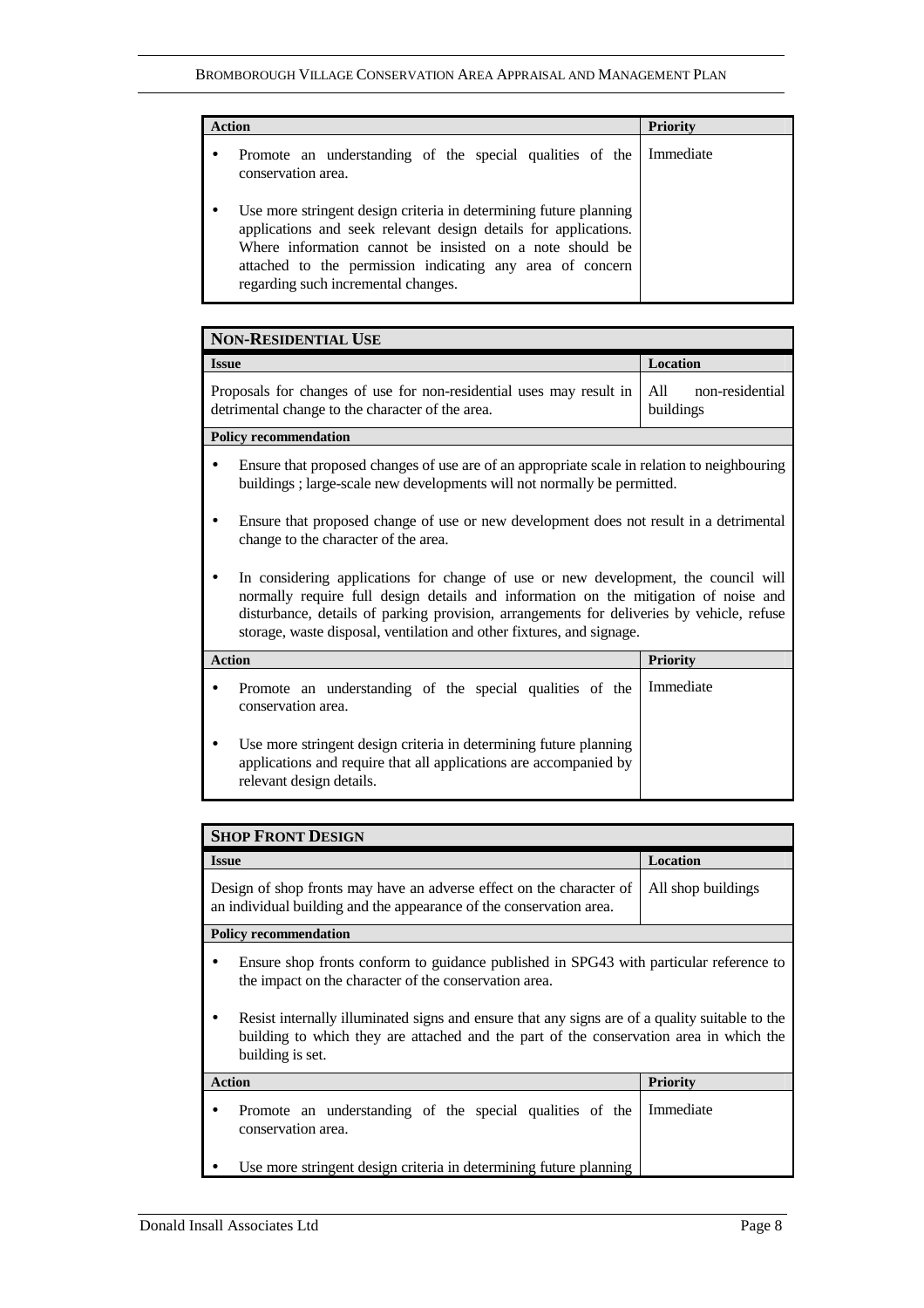| Action | Priority |
|---|---|
| • Promote an understanding of the special qualities of the conservation area.<br><br>• Use more stringent design criteria in determining future planning applications and seek relevant design details for applications. Where information cannot be insisted on a note should be attached to the permission indicating any area of concern regarding such incremental changes. | Immediate |

| **NON-RESIDENTIAL USE** | |
|---|---|
| **Issue** | **Location** |
| Proposals for changes of use for non-residential uses may result in detrimental change to the character of the area. | All non-residential buildings |
| **Policy recommendation** | |
| • Ensure that proposed changes of use are of an appropriate scale in relation to neighbouring buildings ; large-scale new developments will not normally be permitted.<br><br>• Ensure that proposed change of use or new development does not result in a detrimental change to the character of the area.<br><br>• In considering applications for change of use or new development, the council will normally require full design details and information on the mitigation of noise and disturbance, details of parking provision, arrangements for deliveries by vehicle, refuse storage, waste disposal, ventilation and other fixtures, and signage. | |
| **Action** | **Priority** |
| • Promote an understanding of the special qualities of the conservation area.<br><br>• Use more stringent design criteria in determining future planning applications and require that all applications are accompanied by relevant design details. | Immediate |

| **SHOP FRONT DESIGN** | |
|---|---|
| **Issue** | **Location** |
| Design of shop fronts may have an adverse effect on the character of an individual building and the appearance of the conservation area. | All shop buildings |
| **Policy recommendation** | |
| • Ensure shop fronts conform to guidance published in SPG43 with particular reference to the impact on the character of the conservation area.<br><br>• Resist internally illuminated signs and ensure that any signs are of a quality suitable to the building to which they are attached and the part of the conservation area in which the building is set. | |
| **Action** | **Priority** |
| • Promote an understanding of the special qualities of the conservation area.<br><br>• Use more stringent design criteria in determining future planning | Immediate |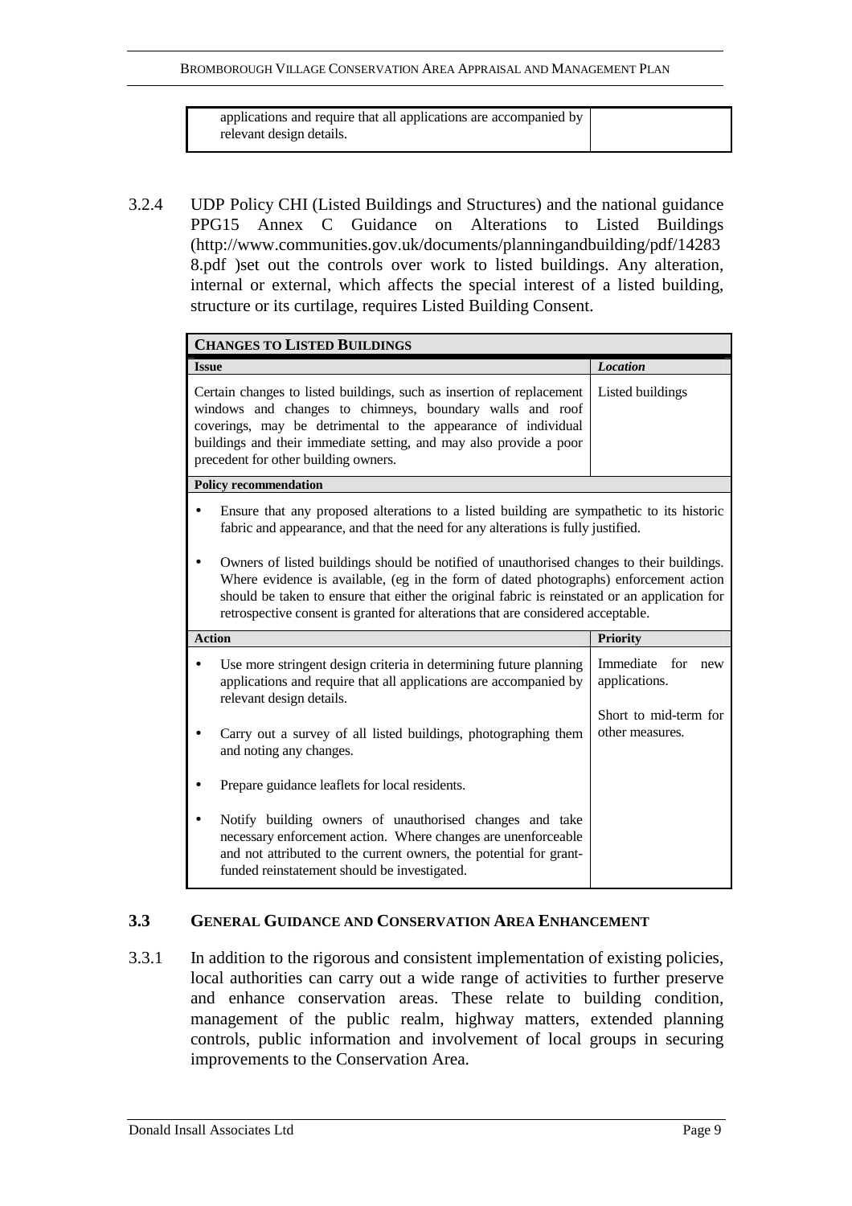| applications and require that all applications are accompanied by relevant design details. | |
|---|---|

3.2.4 UDP Policy CHI (Listed Buildings and Structures) and the national guidance PPG15 Annex C Guidance on Alterations to Listed Buildings (http://www.communities.gov.uk/documents/planningandbuilding/pdf/142838.pdf )set out the controls over work to listed buildings. Any alteration, internal or external, which affects the special interest of a listed building, structure or its curtilage, requires Listed Building Consent.

| **CHANGES TO LISTED BUILDINGS** | |
|---|---|
| **Issue** | ***Location*** |
| Certain changes to listed buildings, such as insertion of replacement windows and changes to chimneys, boundary walls and roof coverings, may be detrimental to the appearance of individual buildings and their immediate setting, and may also provide a poor precedent for other building owners. | Listed buildings |
| **Policy recommendation** | |
| • Ensure that any proposed alterations to a listed building are sympathetic to its historic fabric and appearance, and that the need for any alterations is fully justified.<br><br>• Owners of listed buildings should be notified of unauthorised changes to their buildings. Where evidence is available, (eg in the form of dated photographs) enforcement action should be taken to ensure that either the original fabric is reinstated or an application for retrospective consent is granted for alterations that are considered acceptable. | |
| **Action** | **Priority** |
| • Use more stringent design criteria in determining future planning applications and require that all applications are accompanied by relevant design details.<br><br>• Carry out a survey of all listed buildings, photographing them and noting any changes.<br><br>• Prepare guidance leaflets for local residents.<br><br>• Notify building owners of unauthorised changes and take necessary enforcement action. Where changes are unenforceable and not attributed to the current owners, the potential for grant-funded reinstatement should be investigated. | Immediate for new applications.<br><br>Short to mid-term for other measures. |

### 3.3 GENERAL GUIDANCE AND CONSERVATION AREA ENHANCEMENT

3.3.1 In addition to the rigorous and consistent implementation of existing policies, local authorities can carry out a wide range of activities to further preserve and enhance conservation areas. These relate to building condition, management of the public realm, highway matters, extended planning controls, public information and involvement of local groups in securing improvements to the Conservation Area.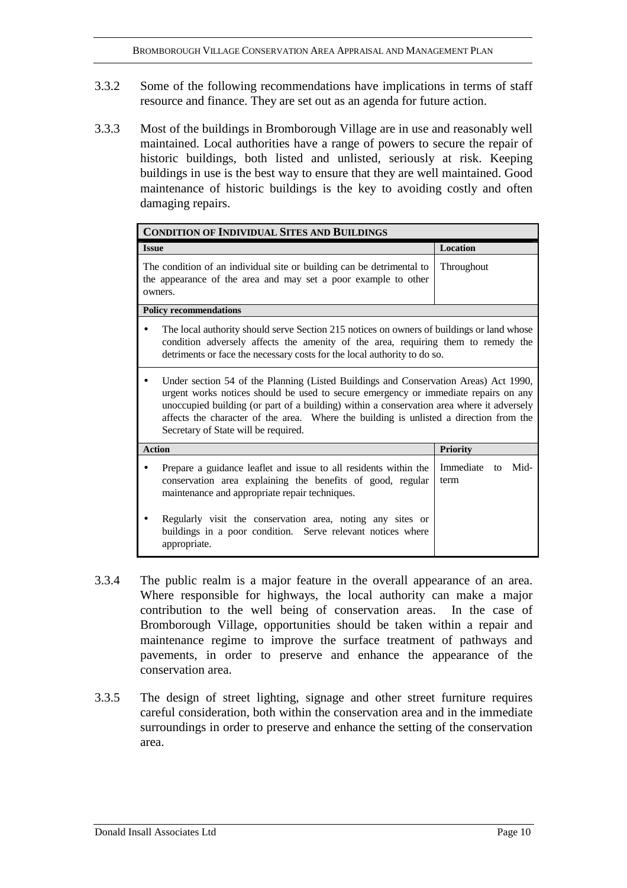3.3.2 Some of the following recommendations have implications in terms of staff resource and finance. They are set out as an agenda for future action.

3.3.3 Most of the buildings in Bromborough Village are in use and reasonably well maintained. Local authorities have a range of powers to secure the repair of historic buildings, both listed and unlisted, seriously at risk. Keeping buildings in use is the best way to ensure that they are well maintained. Good maintenance of historic buildings is the key to avoiding costly and often damaging repairs.

| **CONDITION OF INDIVIDUAL SITES AND BUILDINGS** | |
|---|---|
| **Issue** | **Location** |
| The condition of an individual site or building can be detrimental to the appearance of the area and may set a poor example to other owners. | Throughout |
| **Policy recommendations** | |
| • The local authority should serve Section 215 notices on owners of buildings or land whose condition adversely affects the amenity of the area, requiring them to remedy the detriments or face the necessary costs for the local authority to do so. | |
| • Under section 54 of the Planning (Listed Buildings and Conservation Areas) Act 1990, urgent works notices should be used to secure emergency or immediate repairs on any unoccupied building (or part of a building) within a conservation area where it adversely affects the character of the area. Where the building is unlisted a direction from the Secretary of State will be required. | |
| **Action** | **Priority** |
| • Prepare a guidance leaflet and issue to all residents within the conservation area explaining the benefits of good, regular maintenance and appropriate repair techniques.<br>• Regularly visit the conservation area, noting any sites or buildings in a poor condition. Serve relevant notices where appropriate. | Immediate to Mid-term |

3.3.4 The public realm is a major feature in the overall appearance of an area. Where responsible for highways, the local authority can make a major contribution to the well being of conservation areas. In the case of Bromborough Village, opportunities should be taken within a repair and maintenance regime to improve the surface treatment of pathways and pavements, in order to preserve and enhance the appearance of the conservation area.

3.3.5 The design of street lighting, signage and other street furniture requires careful consideration, both within the conservation area and in the immediate surroundings in order to preserve and enhance the setting of the conservation area.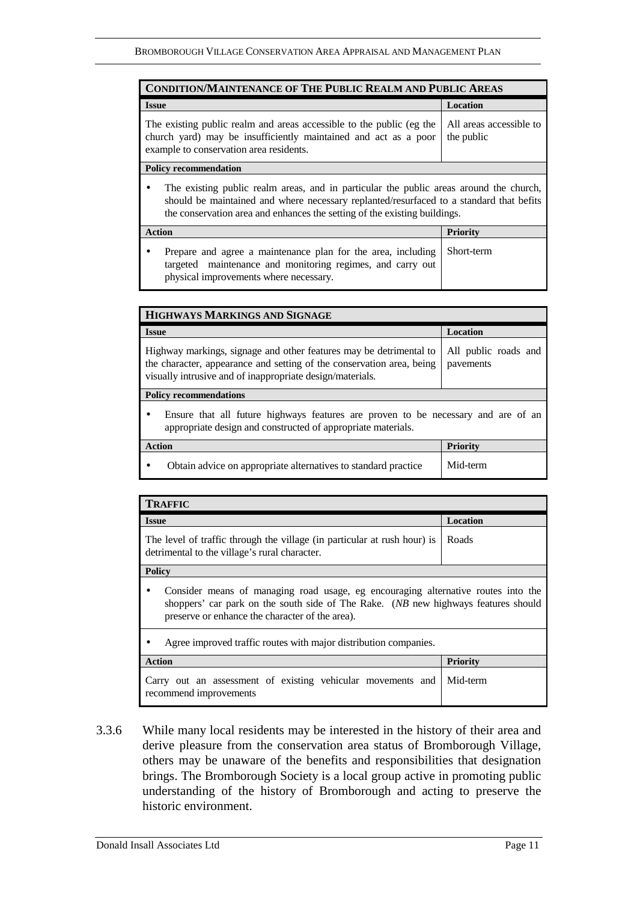| CONDITION/MAINTENANCE OF THE PUBLIC REALM AND PUBLIC AREAS | |
|---|---|
| **Issue** | **Location** |
| The existing public realm and areas accessible to the public (eg the church yard) may be insufficiently maintained and act as a poor example to conservation area residents. | All areas accessible to the public |
| **Policy recommendation** | |
| • The existing public realm areas, and in particular the public areas around the church, should be maintained and where necessary replanted/resurfaced to a standard that befits the conservation area and enhances the setting of the existing buildings. | |
| **Action** | **Priority** |
| • Prepare and agree a maintenance plan for the area, including targeted maintenance and monitoring regimes, and carry out physical improvements where necessary. | Short-term |

| HIGHWAYS MARKINGS AND SIGNAGE | |
|---|---|
| **Issue** | **Location** |
| Highway markings, signage and other features may be detrimental to the character, appearance and setting of the conservation area, being visually intrusive and of inappropriate design/materials. | All public roads and pavements |
| **Policy recommendations** | |
| • Ensure that all future highways features are proven to be necessary and are of an appropriate design and constructed of appropriate materials. | |
| **Action** | **Priority** |
| • Obtain advice on appropriate alternatives to standard practice | Mid-term |

| TRAFFIC | |
|---|---|
| **Issue** | **Location** |
| The level of traffic through the village (in particular at rush hour) is detrimental to the village's rural character. | Roads |
| **Policy** | |
| • Consider means of managing road usage, eg encouraging alternative routes into the shoppers' car park on the south side of The Rake. (*NB* new highways features should preserve or enhance the character of the area). | |
| • Agree improved traffic routes with major distribution companies. | |
| **Action** | **Priority** |
| Carry out an assessment of existing vehicular movements and recommend improvements | Mid-term |

3.3.6 While many local residents may be interested in the history of their area and derive pleasure from the conservation area status of Bromborough Village, others may be unaware of the benefits and responsibilities that designation brings. The Bromborough Society is a local group active in promoting public understanding of the history of Bromborough and acting to preserve the historic environment.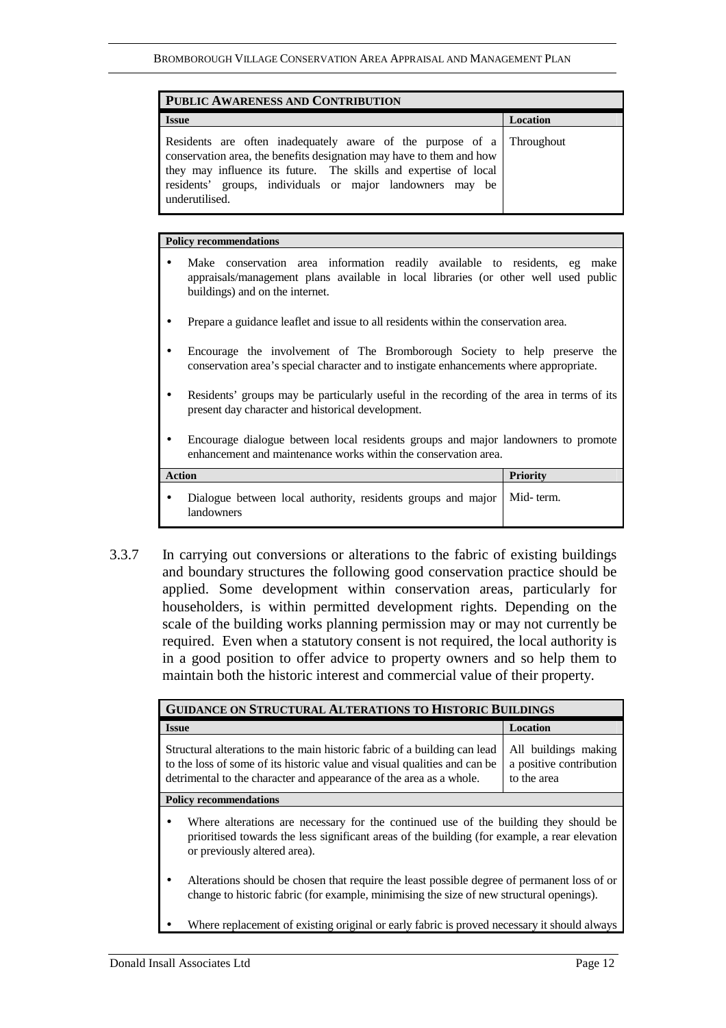| **PUBLIC AWARENESS AND CONTRIBUTION** | |
|---|---|
| **Issue** | **Location** |
| Residents are often inadequately aware of the purpose of a conservation area, the benefits designation may have to them and how they may influence its future. The skills and expertise of local residents' groups, individuals or major landowners may be underutilised. | Throughout |

| **Policy recommendations** | |
|---|---|
| • Make conservation area information readily available to residents, eg make appraisals/management plans available in local libraries (or other well used public buildings) and on the internet.<br><br>• Prepare a guidance leaflet and issue to all residents within the conservation area.<br><br>• Encourage the involvement of The Bromborough Society to help preserve the conservation area's special character and to instigate enhancements where appropriate.<br><br>• Residents' groups may be particularly useful in the recording of the area in terms of its present day character and historical development.<br><br>• Encourage dialogue between local residents groups and major landowners to promote enhancement and maintenance works within the conservation area. | |
| **Action** | **Priority** |
| • Dialogue between local authority, residents groups and major landowners | Mid- term. |

3.3.7 In carrying out conversions or alterations to the fabric of existing buildings and boundary structures the following good conservation practice should be applied. Some development within conservation areas, particularly for householders, is within permitted development rights. Depending on the scale of the building works planning permission may or may not currently be required. Even when a statutory consent is not required, the local authority is in a good position to offer advice to property owners and so help them to maintain both the historic interest and commercial value of their property.

| **GUIDANCE ON STRUCTURAL ALTERATIONS TO HISTORIC BUILDINGS** | |
|---|---|
| **Issue** | **Location** |
| Structural alterations to the main historic fabric of a building can lead to the loss of some of its historic value and visual qualities and can be detrimental to the character and appearance of the area as a whole. | All buildings making a positive contribution to the area |
| **Policy recommendations** | |
| • Where alterations are necessary for the continued use of the building they should be prioritised towards the less significant areas of the building (for example, a rear elevation or previously altered area).<br><br>• Alterations should be chosen that require the least possible degree of permanent loss of or change to historic fabric (for example, minimising the size of new structural openings).<br><br>• Where replacement of existing original or early fabric is proved necessary it should always | |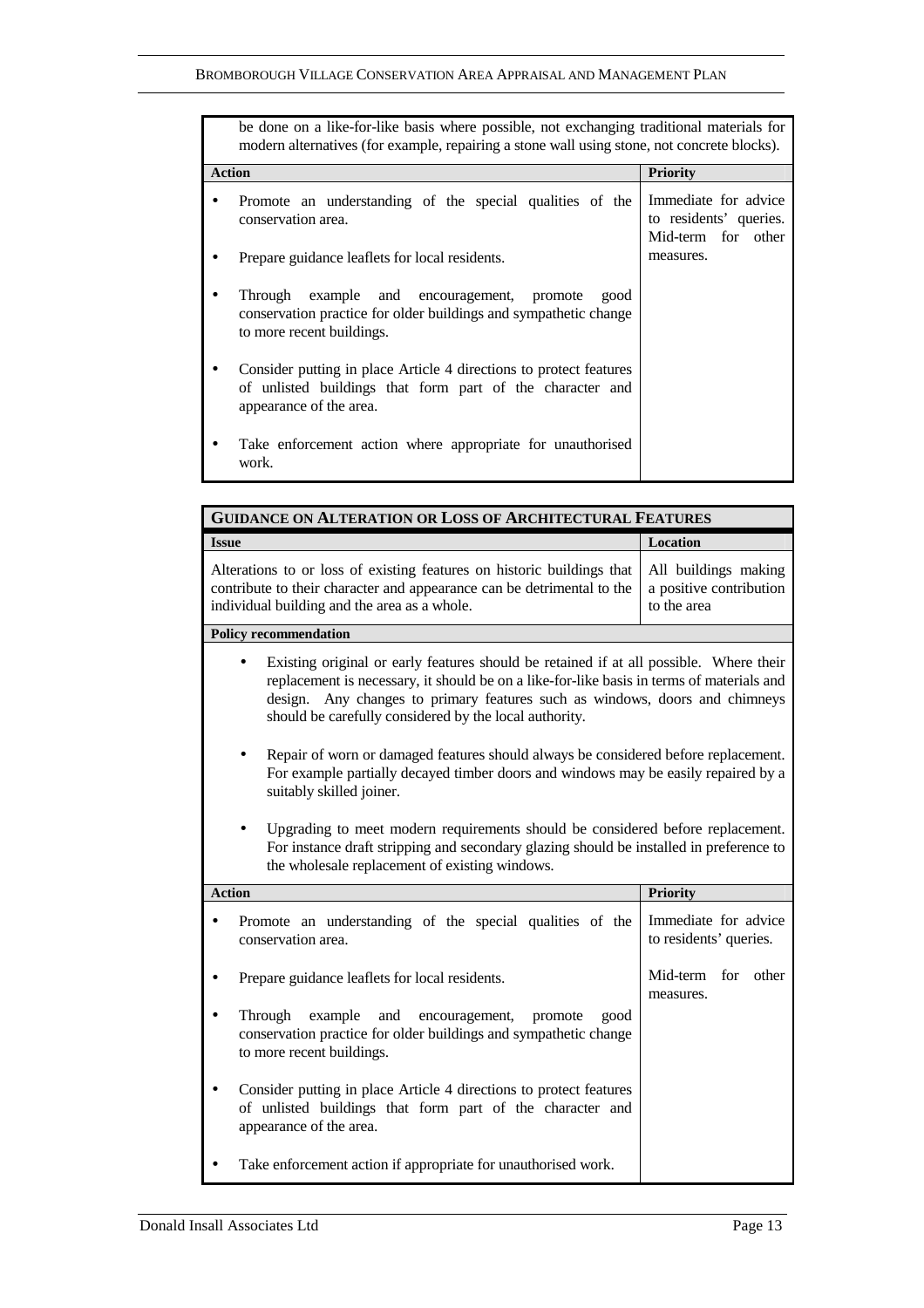be done on a like-for-like basis where possible, not exchanging traditional materials for modern alternatives (for example, repairing a stone wall using stone, not concrete blocks).

| Action | Priority |
|---|---|
| • Promote an understanding of the special qualities of the conservation area.<br>• Prepare guidance leaflets for local residents.<br>• Through example and encouragement, promote good conservation practice for older buildings and sympathetic change to more recent buildings.<br>• Consider putting in place Article 4 directions to protect features of unlisted buildings that form part of the character and appearance of the area.<br>• Take enforcement action where appropriate for unauthorised work. | Immediate for advice to residents' queries. Mid-term for other measures. |

## Guidance on Alteration or Loss of Architectural Features

| Issue | Location |
|---|---|
| Alterations to or loss of existing features on historic buildings that contribute to their character and appearance can be detrimental to the individual building and the area as a whole. | All buildings making a positive contribution to the area |

**Policy recommendation**

- Existing original or early features should be retained if at all possible. Where their replacement is necessary, it should be on a like-for-like basis in terms of materials and design. Any changes to primary features such as windows, doors and chimneys should be carefully considered by the local authority.
- Repair of worn or damaged features should always be considered before replacement. For example partially decayed timber doors and windows may be easily repaired by a suitably skilled joiner.
- Upgrading to meet modern requirements should be considered before replacement. For instance draft stripping and secondary glazing should be installed in preference to the wholesale replacement of existing windows.

| Action | Priority |
|---|---|
| • Promote an understanding of the special qualities of the conservation area.<br>• Prepare guidance leaflets for local residents.<br>• Through example and encouragement, promote good conservation practice for older buildings and sympathetic change to more recent buildings.<br>• Consider putting in place Article 4 directions to protect features of unlisted buildings that form part of the character and appearance of the area.<br>• Take enforcement action if appropriate for unauthorised work. | Immediate for advice to residents' queries.<br><br>Mid-term for other measures. |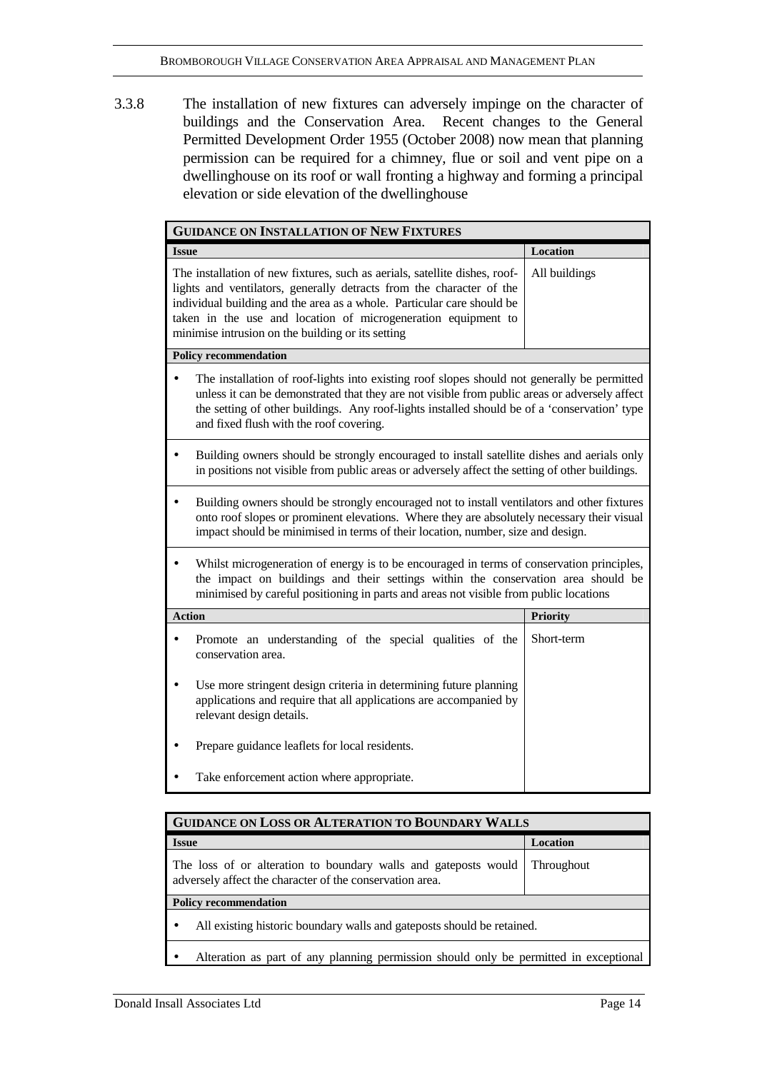3.3.8 The installation of new fixtures can adversely impinge on the character of buildings and the Conservation Area. Recent changes to the General Permitted Development Order 1955 (October 2008) now mean that planning permission can be required for a chimney, flue or soil and vent pipe on a dwellinghouse on its roof or wall fronting a highway and forming a principal elevation or side elevation of the dwellinghouse

| **GUIDANCE ON INSTALLATION OF NEW FIXTURES** | |
|---|---|
| **Issue** | **Location** |
| The installation of new fixtures, such as aerials, satellite dishes, roof-lights and ventilators, generally detracts from the character of the individual building and the area as a whole. Particular care should be taken in the use and location of microgeneration equipment to minimise intrusion on the building or its setting | All buildings |
| **Policy recommendation** | |
| • The installation of roof-lights into existing roof slopes should not generally be permitted unless it can be demonstrated that they are not visible from public areas or adversely affect the setting of other buildings. Any roof-lights installed should be of a 'conservation' type and fixed flush with the roof covering. | |
| • Building owners should be strongly encouraged to install satellite dishes and aerials only in positions not visible from public areas or adversely affect the setting of other buildings. | |
| • Building owners should be strongly encouraged not to install ventilators and other fixtures onto roof slopes or prominent elevations. Where they are absolutely necessary their visual impact should be minimised in terms of their location, number, size and design. | |
| • Whilst microgeneration of energy is to be encouraged in terms of conservation principles, the impact on buildings and their settings within the conservation area should be minimised by careful positioning in parts and areas not visible from public locations | |
| **Action** | **Priority** |
| • Promote an understanding of the special qualities of the conservation area.<br>• Use more stringent design criteria in determining future planning applications and require that all applications are accompanied by relevant design details.<br>• Prepare guidance leaflets for local residents.<br>• Take enforcement action where appropriate. | Short-term |

| **GUIDANCE ON LOSS OR ALTERATION TO BOUNDARY WALLS** | |
|---|---|
| **Issue** | **Location** |
| The loss of or alteration to boundary walls and gateposts would adversely affect the character of the conservation area. | Throughout |
| **Policy recommendation** | |
| • All existing historic boundary walls and gateposts should be retained. | |
| • Alteration as part of any planning permission should only be permitted in exceptional | |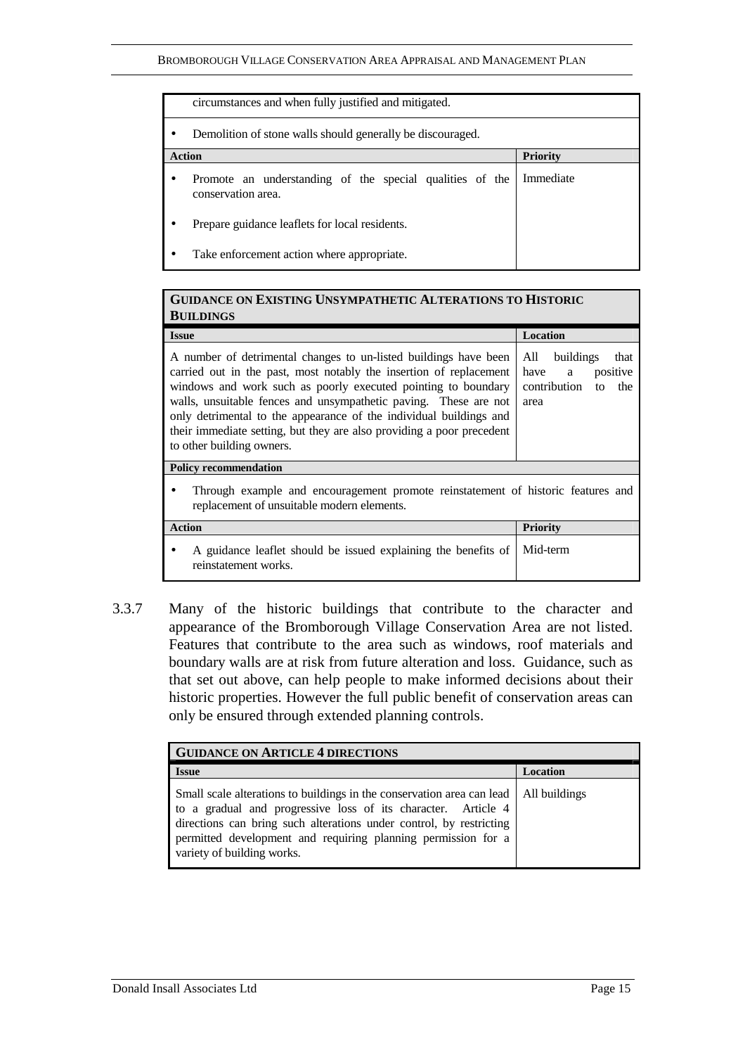| circumstances and when fully justified and mitigated. | |
|---|---|
| • Demolition of stone walls should generally be discouraged. | |
| **Action** | **Priority** |
| • Promote an understanding of the special qualities of the conservation area.<br>• Prepare guidance leaflets for local residents.<br>• Take enforcement action where appropriate. | Immediate |

| **GUIDANCE ON EXISTING UNSYMPATHETIC ALTERATIONS TO HISTORIC BUILDINGS** | |
|---|---|
| **Issue** | **Location** |
| A number of detrimental changes to un-listed buildings have been carried out in the past, most notably the insertion of replacement windows and work such as poorly executed pointing to boundary walls, unsuitable fences and unsympathetic paving. These are not only detrimental to the appearance of the individual buildings and their immediate setting, but they are also providing a poor precedent to other building owners. | All buildings that have a positive contribution to the area |
| **Policy recommendation** | |
| • Through example and encouragement promote reinstatement of historic features and replacement of unsuitable modern elements. | |
| **Action** | **Priority** |
| • A guidance leaflet should be issued explaining the benefits of reinstatement works. | Mid-term |

3.3.7 Many of the historic buildings that contribute to the character and appearance of the Bromborough Village Conservation Area are not listed. Features that contribute to the area such as windows, roof materials and boundary walls are at risk from future alteration and loss. Guidance, such as that set out above, can help people to make informed decisions about their historic properties. However the full public benefit of conservation areas can only be ensured through extended planning controls.

| **GUIDANCE ON ARTICLE 4 DIRECTIONS** | |
|---|---|
| **Issue** | **Location** |
| Small scale alterations to buildings in the conservation area can lead to a gradual and progressive loss of its character. Article 4 directions can bring such alterations under control, by restricting permitted development and requiring planning permission for a variety of building works. | All buildings |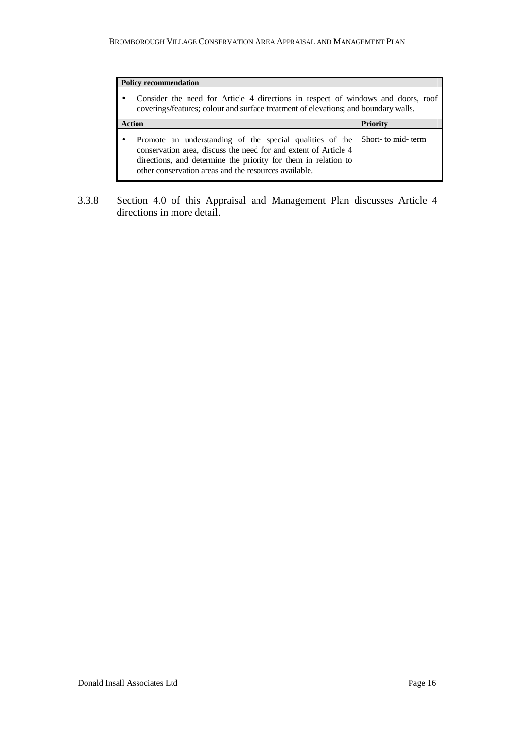| Policy recommendation | |
|---|---|
| • Consider the need for Article 4 directions in respect of windows and doors, roof coverings/features; colour and surface treatment of elevations; and boundary walls. | |
| **Action** | **Priority** |
| • Promote an understanding of the special qualities of the conservation area, discuss the need for and extent of Article 4 directions, and determine the priority for them in relation to other conservation areas and the resources available. | Short- to mid- term |

3.3.8 Section 4.0 of this Appraisal and Management Plan discusses Article 4 directions in more detail.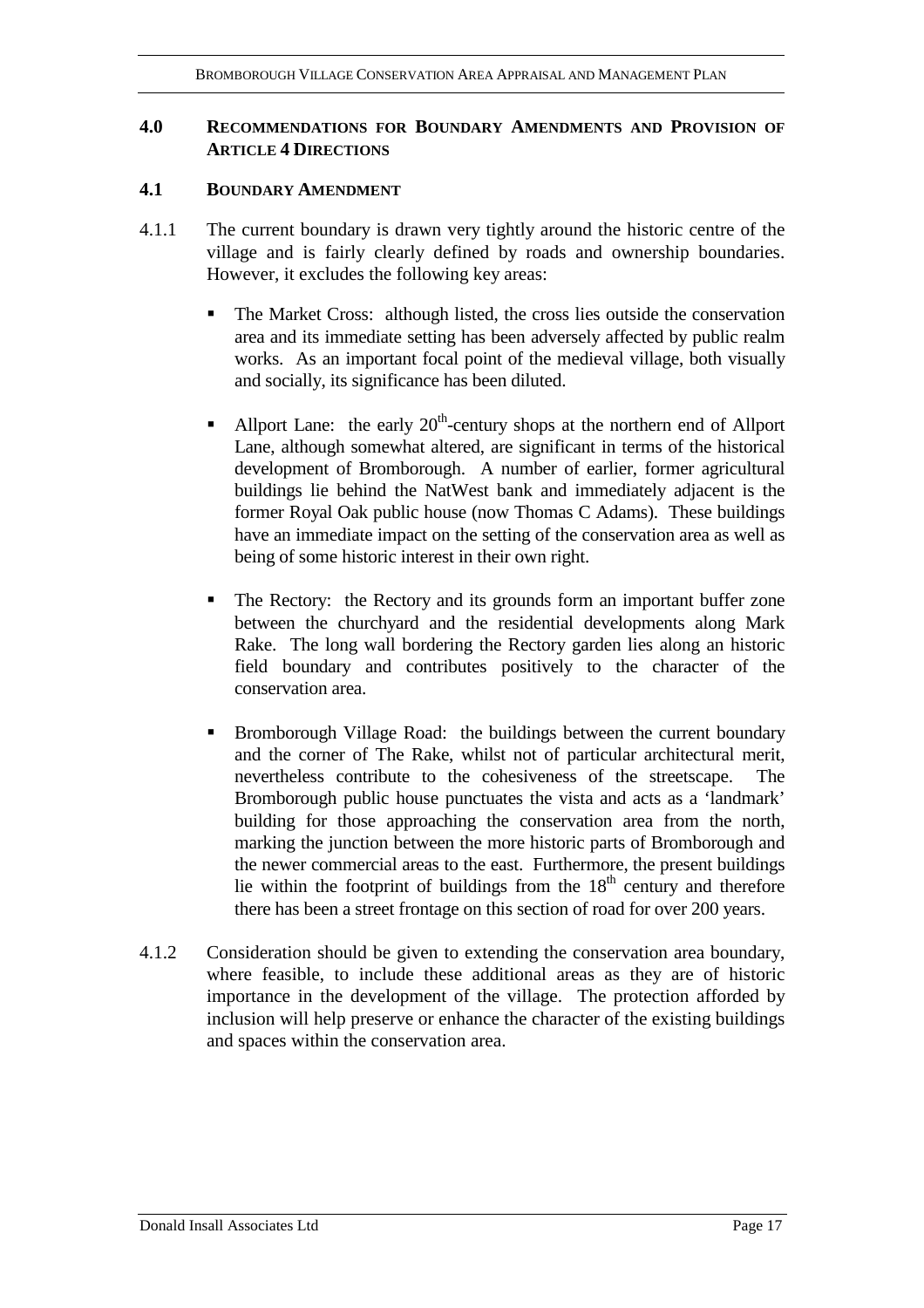## 4.0 Recommendations for Boundary Amendments and Provision of Article 4 Directions

### 4.1 Boundary Amendment

4.1.1 The current boundary is drawn very tightly around the historic centre of the village and is fairly clearly defined by roads and ownership boundaries. However, it excludes the following key areas:

- The Market Cross: although listed, the cross lies outside the conservation area and its immediate setting has been adversely affected by public realm works. As an important focal point of the medieval village, both visually and socially, its significance has been diluted.

- Allport Lane: the early 20th-century shops at the northern end of Allport Lane, although somewhat altered, are significant in terms of the historical development of Bromborough. A number of earlier, former agricultural buildings lie behind the NatWest bank and immediately adjacent is the former Royal Oak public house (now Thomas C Adams). These buildings have an immediate impact on the setting of the conservation area as well as being of some historic interest in their own right.

- The Rectory: the Rectory and its grounds form an important buffer zone between the churchyard and the residential developments along Mark Rake. The long wall bordering the Rectory garden lies along an historic field boundary and contributes positively to the character of the conservation area.

- Bromborough Village Road: the buildings between the current boundary and the corner of The Rake, whilst not of particular architectural merit, nevertheless contribute to the cohesiveness of the streetscape. The Bromborough public house punctuates the vista and acts as a 'landmark' building for those approaching the conservation area from the north, marking the junction between the more historic parts of Bromborough and the newer commercial areas to the east. Furthermore, the present buildings lie within the footprint of buildings from the 18th century and therefore there has been a street frontage on this section of road for over 200 years.

4.1.2 Consideration should be given to extending the conservation area boundary, where feasible, to include these additional areas as they are of historic importance in the development of the village. The protection afforded by inclusion will help preserve or enhance the character of the existing buildings and spaces within the conservation area.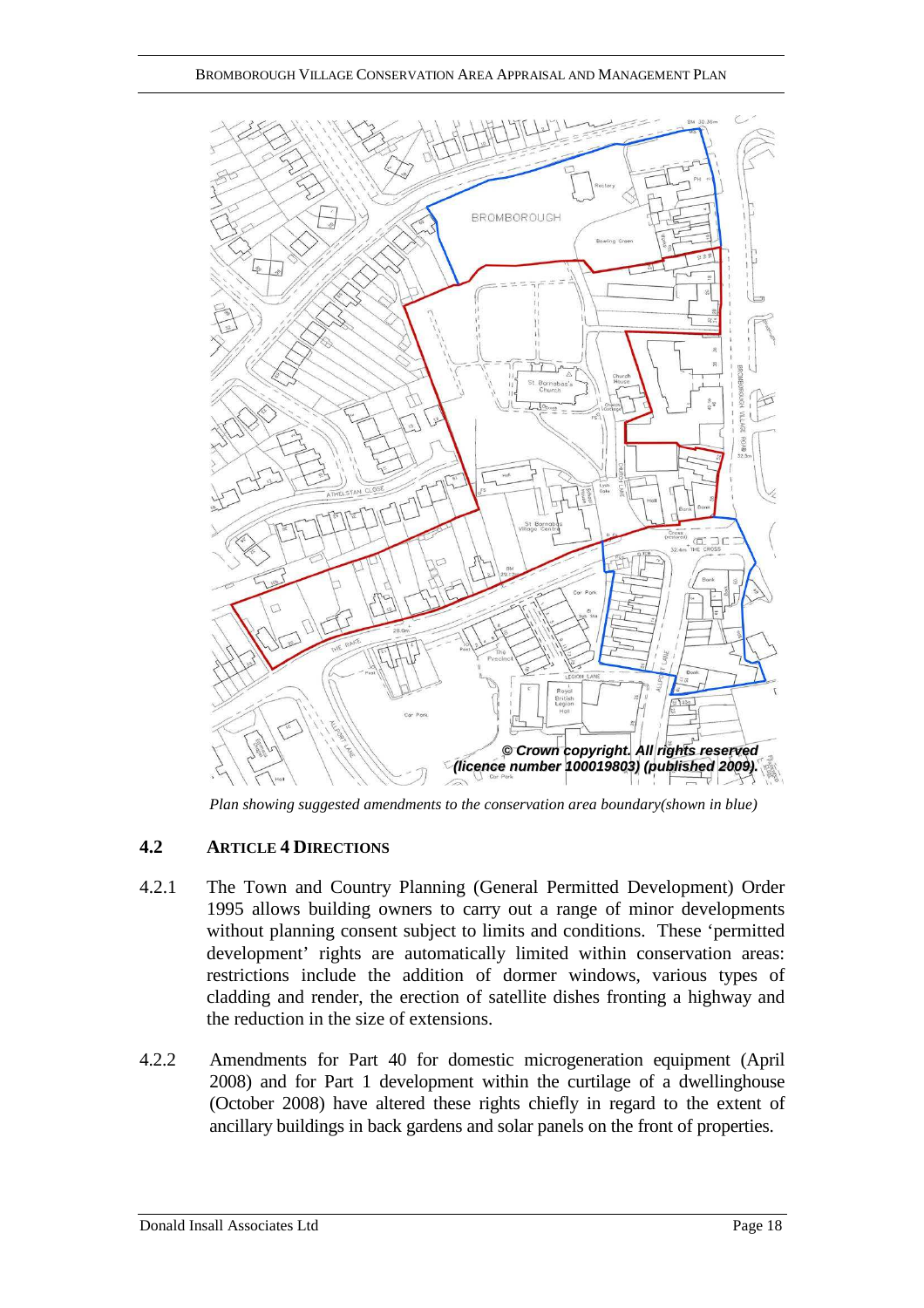© Crown copyright. All rights reserved (licence number 100019803) (published 2009).

*Plan showing suggested amendments to the conservation area boundary(shown in blue)*

## 4.2 ARTICLE 4 DIRECTIONS

4.2.1 The Town and Country Planning (General Permitted Development) Order 1995 allows building owners to carry out a range of minor developments without planning consent subject to limits and conditions. These 'permitted development' rights are automatically limited within conservation areas: restrictions include the addition of dormer windows, various types of cladding and render, the erection of satellite dishes fronting a highway and the reduction in the size of extensions.

4.2.2 Amendments for Part 40 for domestic microgeneration equipment (April 2008) and for Part 1 development within the curtilage of a dwellinghouse (October 2008) have altered these rights chiefly in regard to the extent of ancillary buildings in back gardens and solar panels on the front of properties.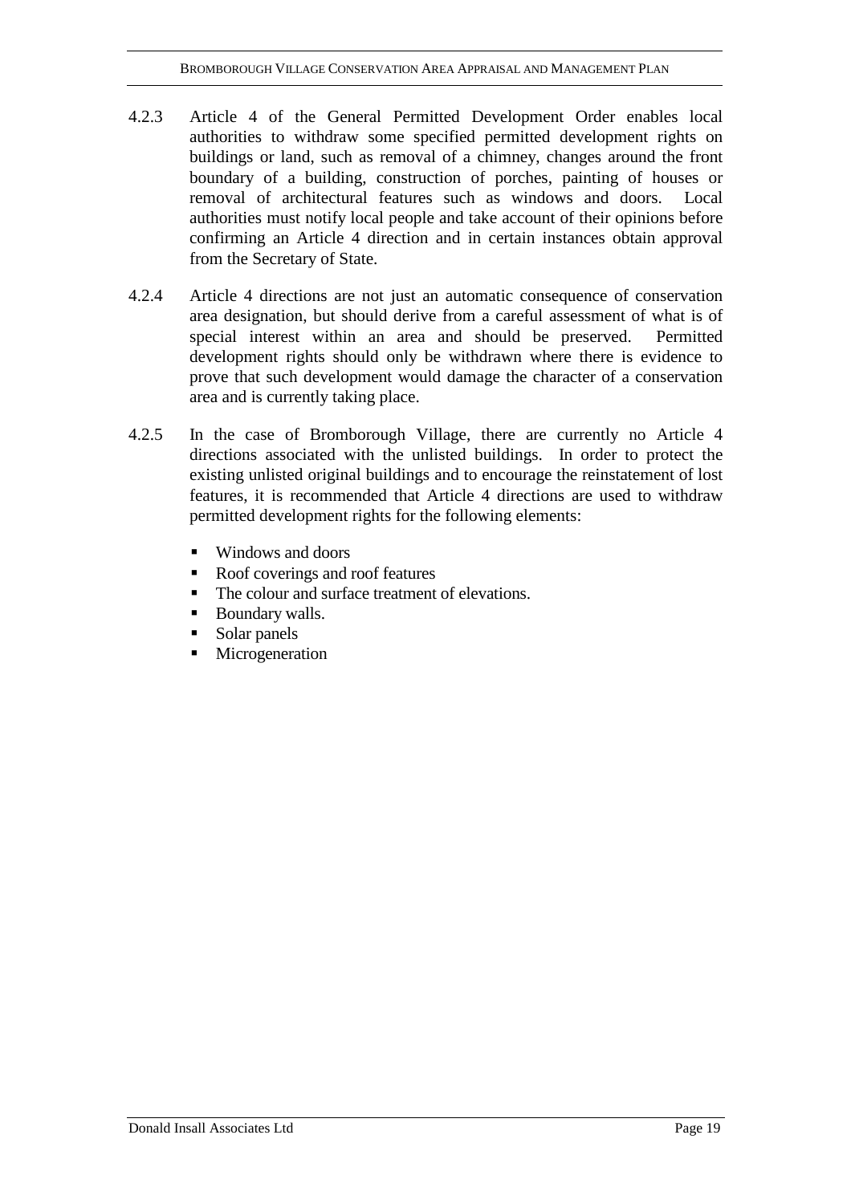4.2.3 Article 4 of the General Permitted Development Order enables local authorities to withdraw some specified permitted development rights on buildings or land, such as removal of a chimney, changes around the front boundary of a building, construction of porches, painting of houses or removal of architectural features such as windows and doors. Local authorities must notify local people and take account of their opinions before confirming an Article 4 direction and in certain instances obtain approval from the Secretary of State.

4.2.4 Article 4 directions are not just an automatic consequence of conservation area designation, but should derive from a careful assessment of what is of special interest within an area and should be preserved. Permitted development rights should only be withdrawn where there is evidence to prove that such development would damage the character of a conservation area and is currently taking place.

4.2.5 In the case of Bromborough Village, there are currently no Article 4 directions associated with the unlisted buildings. In order to protect the existing unlisted original buildings and to encourage the reinstatement of lost features, it is recommended that Article 4 directions are used to withdraw permitted development rights for the following elements:

- Windows and doors
- Roof coverings and roof features
- The colour and surface treatment of elevations.
- Boundary walls.
- Solar panels
- Microgeneration